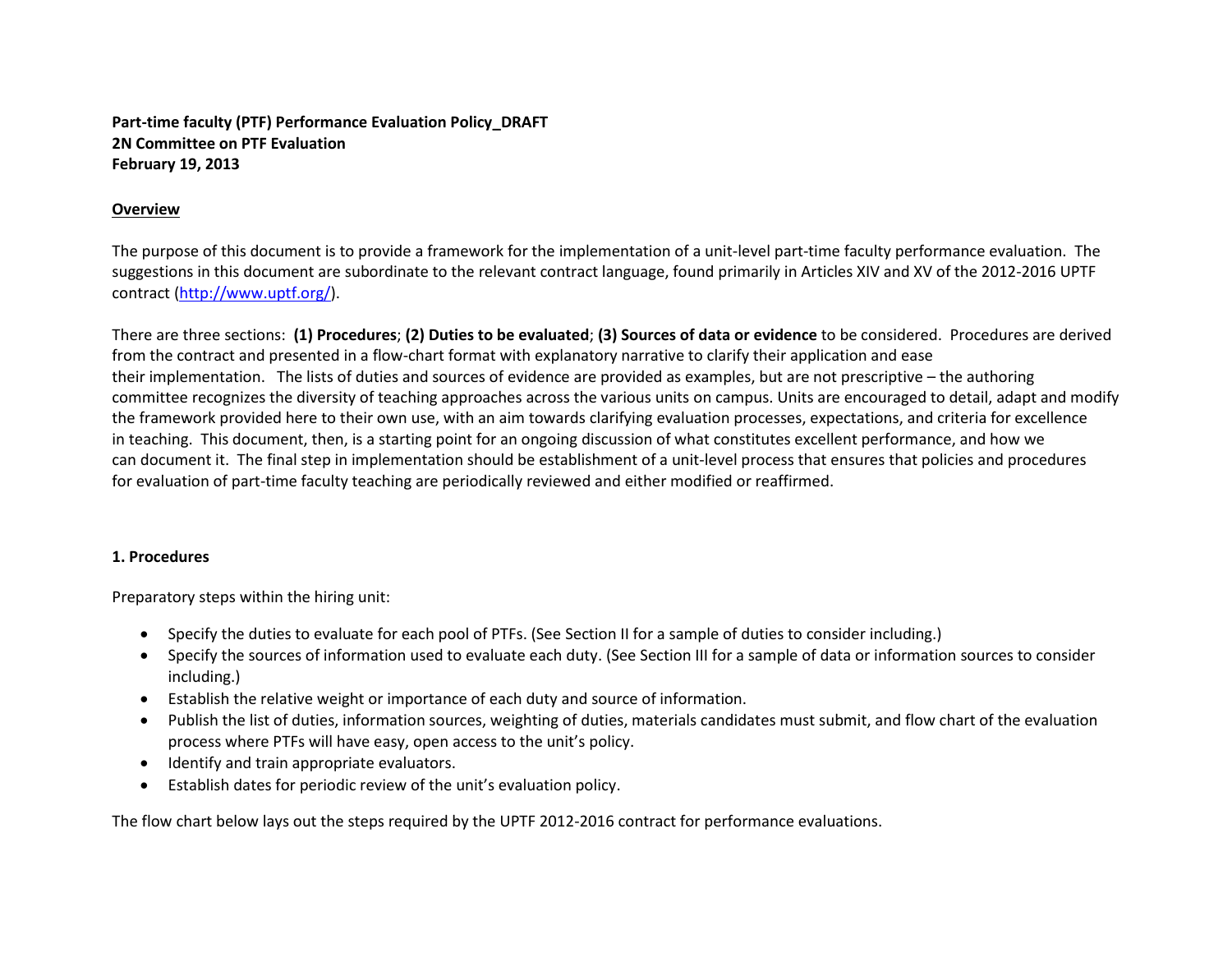**Part-time faculty (PTF) Performance Evaluation Policy_DRAFT**
**2N Committee on PTF Evaluation**
**February 19, 2013**

## Overview

The purpose of this document is to provide a framework for the implementation of a unit-level part-time faculty performance evaluation. The suggestions in this document are subordinate to the relevant contract language, found primarily in Articles XIV and XV of the 2012-2016 UPTF contract (http://www.uptf.org/).

There are three sections: **(1) Procedures**; **(2) Duties to be evaluated**; **(3) Sources of data or evidence** to be considered. Procedures are derived from the contract and presented in a flow-chart format with explanatory narrative to clarify their application and ease their implementation. The lists of duties and sources of evidence are provided as examples, but are not prescriptive – the authoring committee recognizes the diversity of teaching approaches across the various units on campus. Units are encouraged to detail, adapt and modify the framework provided here to their own use, with an aim towards clarifying evaluation processes, expectations, and criteria for excellence in teaching. This document, then, is a starting point for an ongoing discussion of what constitutes excellent performance, and how we can document it. The final step in implementation should be establishment of a unit-level process that ensures that policies and procedures for evaluation of part-time faculty teaching are periodically reviewed and either modified or reaffirmed.

## 1. Procedures

Preparatory steps within the hiring unit:

- Specify the duties to evaluate for each pool of PTFs. (See Section II for a sample of duties to consider including.)
- Specify the sources of information used to evaluate each duty. (See Section III for a sample of data or information sources to consider including.)
- Establish the relative weight or importance of each duty and source of information.
- Publish the list of duties, information sources, weighting of duties, materials candidates must submit, and flow chart of the evaluation process where PTFs will have easy, open access to the unit's policy.
- Identify and train appropriate evaluators.
- Establish dates for periodic review of the unit's evaluation policy.

The flow chart below lays out the steps required by the UPTF 2012-2016 contract for performance evaluations.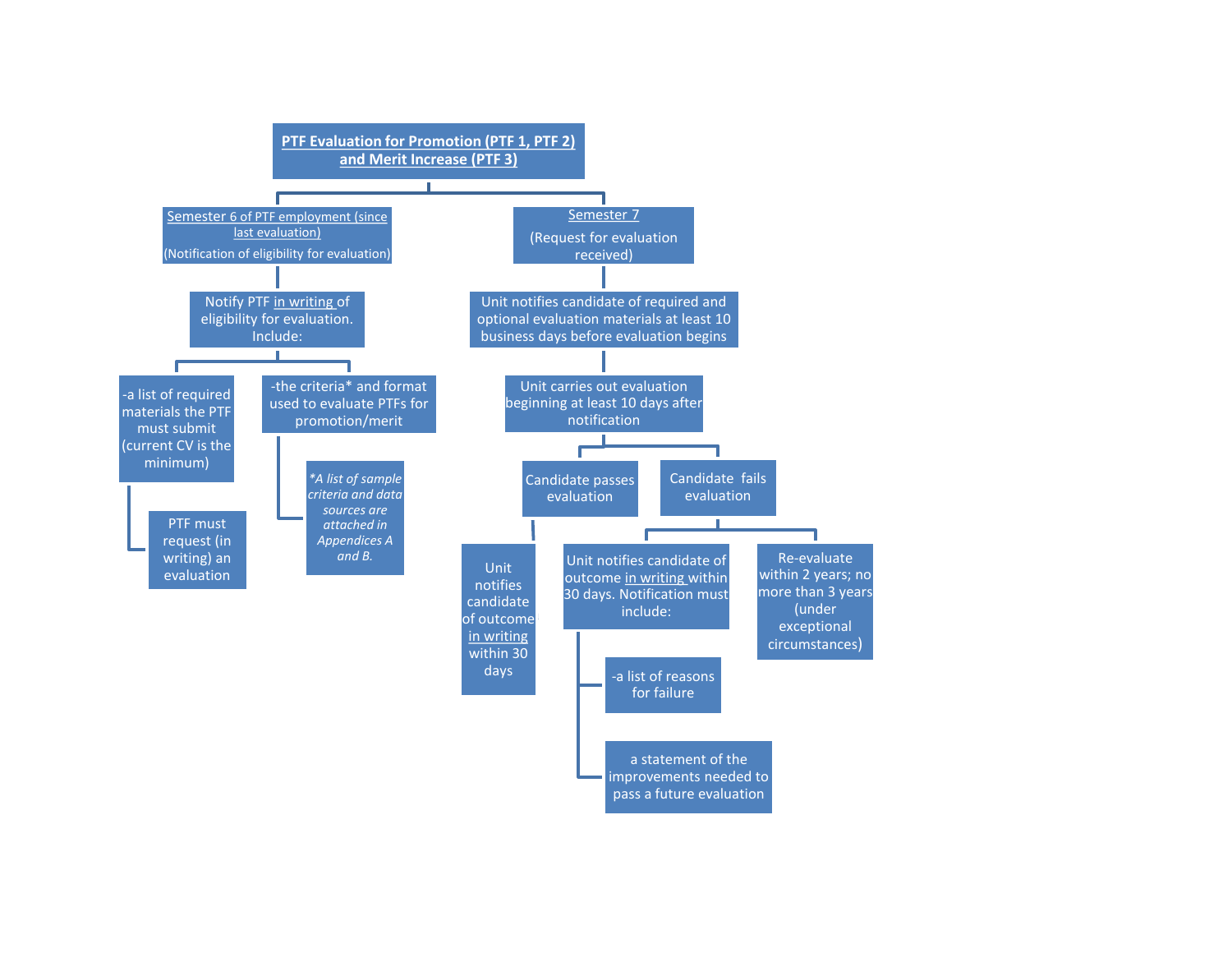# PTF Evaluation for Promotion (PTF 1, PTF 2) and Merit Increase (PTF 3)

## Semester 6 of PTF employment (since last evaluation)

(Notification of eligibility for evaluation)

- Notify PTF in writing of eligibility for evaluation. Include:
  - -a list of required materials the PTF must submit (current CV is the minimum)
    - PTF must request (in writing) an evaluation
  - -the criteria* and format used to evaluate PTFs for promotion/merit
    - *\*A list of sample criteria and data sources are attached in Appendices A and B.*

## Semester 7

(Request for evaluation received)

- Unit notifies candidate of required and optional evaluation materials at least 10 business days before evaluation begins
- Unit carries out evaluation beginning at least 10 days after notification
  - Candidate passes evaluation
    - Unit notifies candidate of outcome in writing within 30 days
  - Candidate fails evaluation
    - Unit notifies candidate of outcome in writing within 30 days. Notification must include:
      - -a list of reasons for failure
      - a statement of the improvements needed to pass a future evaluation
    - Re-evaluate within 2 years; no more than 3 years (under exceptional circumstances)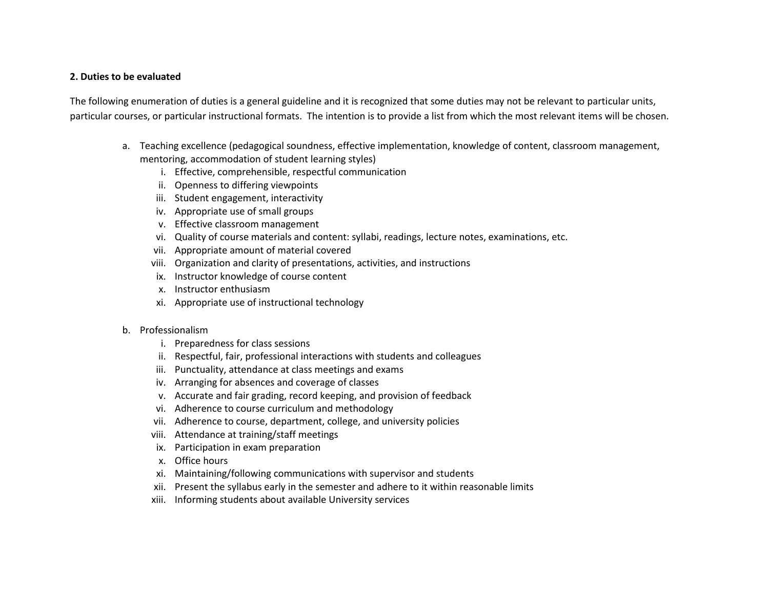**2. Duties to be evaluated**

The following enumeration of duties is a general guideline and it is recognized that some duties may not be relevant to particular units, particular courses, or particular instructional formats. The intention is to provide a list from which the most relevant items will be chosen.

a. Teaching excellence (pedagogical soundness, effective implementation, knowledge of content, classroom management, mentoring, accommodation of student learning styles)
    i. Effective, comprehensible, respectful communication
    ii. Openness to differing viewpoints
    iii. Student engagement, interactivity
    iv. Appropriate use of small groups
    v. Effective classroom management
    vi. Quality of course materials and content: syllabi, readings, lecture notes, examinations, etc.
    vii. Appropriate amount of material covered
    viii. Organization and clarity of presentations, activities, and instructions
    ix. Instructor knowledge of course content
    x. Instructor enthusiasm
    xi. Appropriate use of instructional technology

b. Professionalism
    i. Preparedness for class sessions
    ii. Respectful, fair, professional interactions with students and colleagues
    iii. Punctuality, attendance at class meetings and exams
    iv. Arranging for absences and coverage of classes
    v. Accurate and fair grading, record keeping, and provision of feedback
    vi. Adherence to course curriculum and methodology
    vii. Adherence to course, department, college, and university policies
    viii. Attendance at training/staff meetings
    ix. Participation in exam preparation
    x. Office hours
    xi. Maintaining/following communications with supervisor and students
    xii. Present the syllabus early in the semester and adhere to it within reasonable limits
    xiii. Informing students about available University services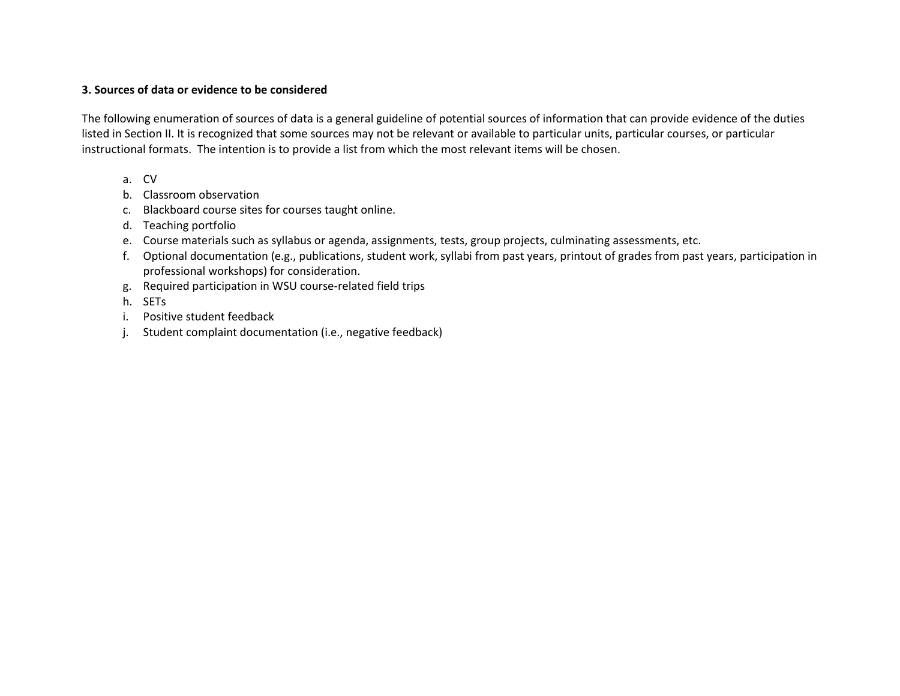**3. Sources of data or evidence to be considered**

The following enumeration of sources of data is a general guideline of potential sources of information that can provide evidence of the duties listed in Section II. It is recognized that some sources may not be relevant or available to particular units, particular courses, or particular instructional formats. The intention is to provide a list from which the most relevant items will be chosen.

a. CV
b. Classroom observation
c. Blackboard course sites for courses taught online.
d. Teaching portfolio
e. Course materials such as syllabus or agenda, assignments, tests, group projects, culminating assessments, etc.
f. Optional documentation (e.g., publications, student work, syllabi from past years, printout of grades from past years, participation in professional workshops) for consideration.
g. Required participation in WSU course-related field trips
h. SETs
i. Positive student feedback
j. Student complaint documentation (i.e., negative feedback)